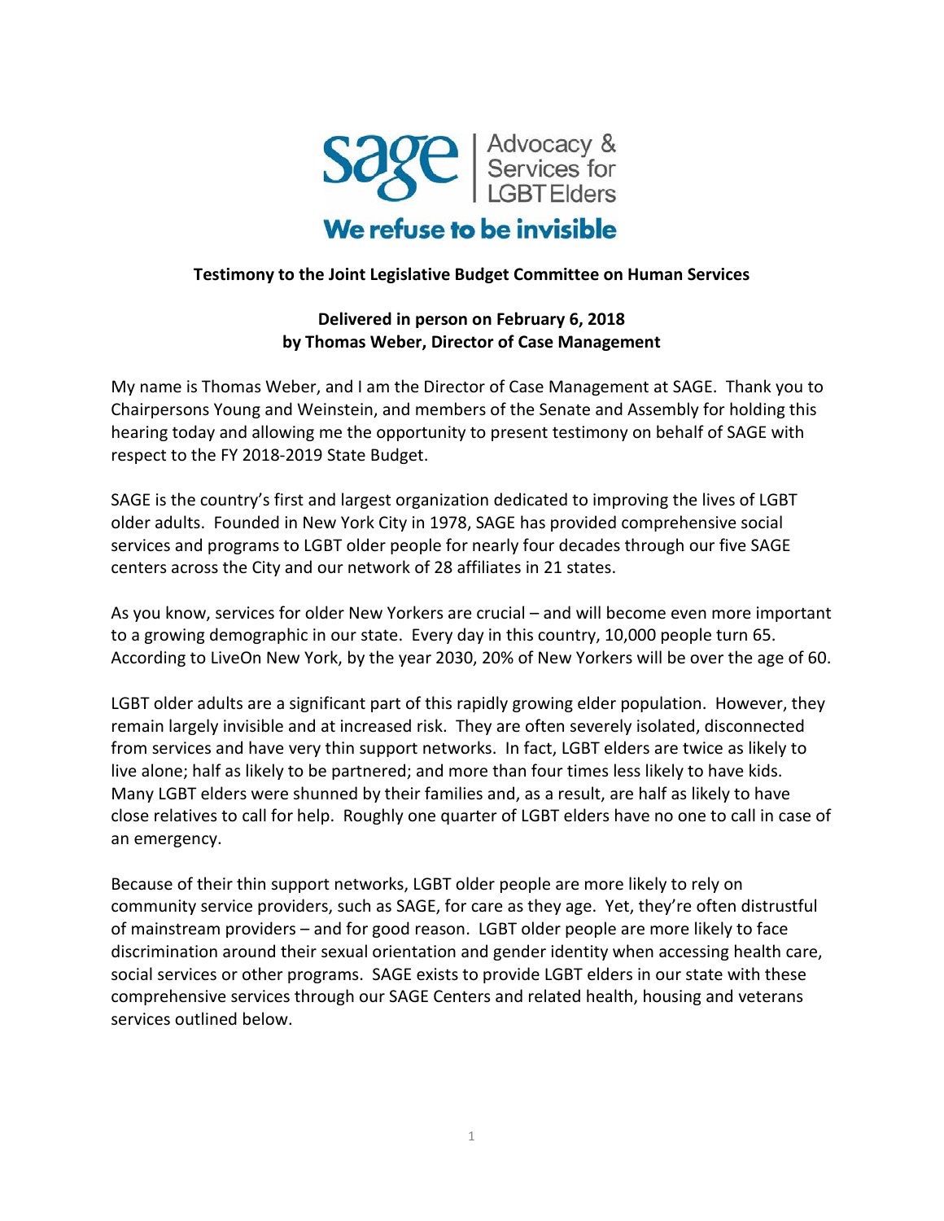sage | Advocacy & Services for LGBT Elders

**We refuse to be invisible**

**Testimony to the Joint Legislative Budget Committee on Human Services**

**Delivered in person on February 6, 2018**
**by Thomas Weber, Director of Case Management**

My name is Thomas Weber, and I am the Director of Case Management at SAGE. Thank you to Chairpersons Young and Weinstein, and members of the Senate and Assembly for holding this hearing today and allowing me the opportunity to present testimony on behalf of SAGE with respect to the FY 2018-2019 State Budget.

SAGE is the country's first and largest organization dedicated to improving the lives of LGBT older adults. Founded in New York City in 1978, SAGE has provided comprehensive social services and programs to LGBT older people for nearly four decades through our five SAGE centers across the City and our network of 28 affiliates in 21 states.

As you know, services for older New Yorkers are crucial – and will become even more important to a growing demographic in our state. Every day in this country, 10,000 people turn 65. According to LiveOn New York, by the year 2030, 20% of New Yorkers will be over the age of 60.

LGBT older adults are a significant part of this rapidly growing elder population. However, they remain largely invisible and at increased risk. They are often severely isolated, disconnected from services and have very thin support networks. In fact, LGBT elders are twice as likely to live alone; half as likely to be partnered; and more than four times less likely to have kids. Many LGBT elders were shunned by their families and, as a result, are half as likely to have close relatives to call for help. Roughly one quarter of LGBT elders have no one to call in case of an emergency.

Because of their thin support networks, LGBT older people are more likely to rely on community service providers, such as SAGE, for care as they age. Yet, they're often distrustful of mainstream providers – and for good reason. LGBT older people are more likely to face discrimination around their sexual orientation and gender identity when accessing health care, social services or other programs. SAGE exists to provide LGBT elders in our state with these comprehensive services through our SAGE Centers and related health, housing and veterans services outlined below.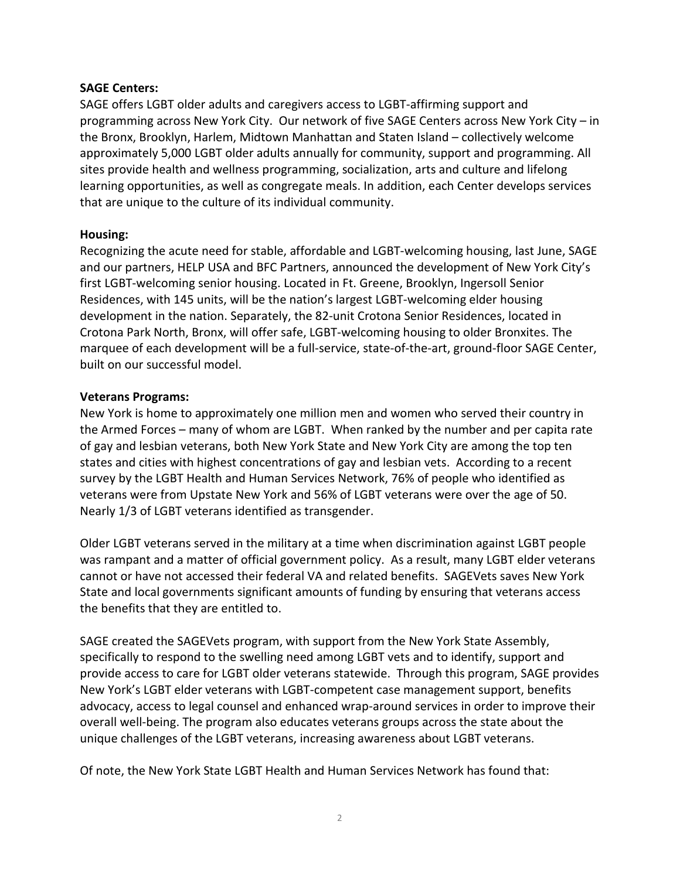**SAGE Centers:**
SAGE offers LGBT older adults and caregivers access to LGBT-affirming support and programming across New York City. Our network of five SAGE Centers across New York City – in the Bronx, Brooklyn, Harlem, Midtown Manhattan and Staten Island – collectively welcome approximately 5,000 LGBT older adults annually for community, support and programming. All sites provide health and wellness programming, socialization, arts and culture and lifelong learning opportunities, as well as congregate meals. In addition, each Center develops services that are unique to the culture of its individual community.

**Housing:**
Recognizing the acute need for stable, affordable and LGBT-welcoming housing, last June, SAGE and our partners, HELP USA and BFC Partners, announced the development of New York City's first LGBT-welcoming senior housing. Located in Ft. Greene, Brooklyn, Ingersoll Senior Residences, with 145 units, will be the nation's largest LGBT-welcoming elder housing development in the nation. Separately, the 82-unit Crotona Senior Residences, located in Crotona Park North, Bronx, will offer safe, LGBT-welcoming housing to older Bronxites. The marquee of each development will be a full-service, state-of-the-art, ground-floor SAGE Center, built on our successful model.

**Veterans Programs:**
New York is home to approximately one million men and women who served their country in the Armed Forces – many of whom are LGBT. When ranked by the number and per capita rate of gay and lesbian veterans, both New York State and New York City are among the top ten states and cities with highest concentrations of gay and lesbian vets. According to a recent survey by the LGBT Health and Human Services Network, 76% of people who identified as veterans were from Upstate New York and 56% of LGBT veterans were over the age of 50. Nearly 1/3 of LGBT veterans identified as transgender.

Older LGBT veterans served in the military at a time when discrimination against LGBT people was rampant and a matter of official government policy. As a result, many LGBT elder veterans cannot or have not accessed their federal VA and related benefits. SAGEVets saves New York State and local governments significant amounts of funding by ensuring that veterans access the benefits that they are entitled to.

SAGE created the SAGEVets program, with support from the New York State Assembly, specifically to respond to the swelling need among LGBT vets and to identify, support and provide access to care for LGBT older veterans statewide. Through this program, SAGE provides New York's LGBT elder veterans with LGBT-competent case management support, benefits advocacy, access to legal counsel and enhanced wrap-around services in order to improve their overall well-being. The program also educates veterans groups across the state about the unique challenges of the LGBT veterans, increasing awareness about LGBT veterans.

Of note, the New York State LGBT Health and Human Services Network has found that: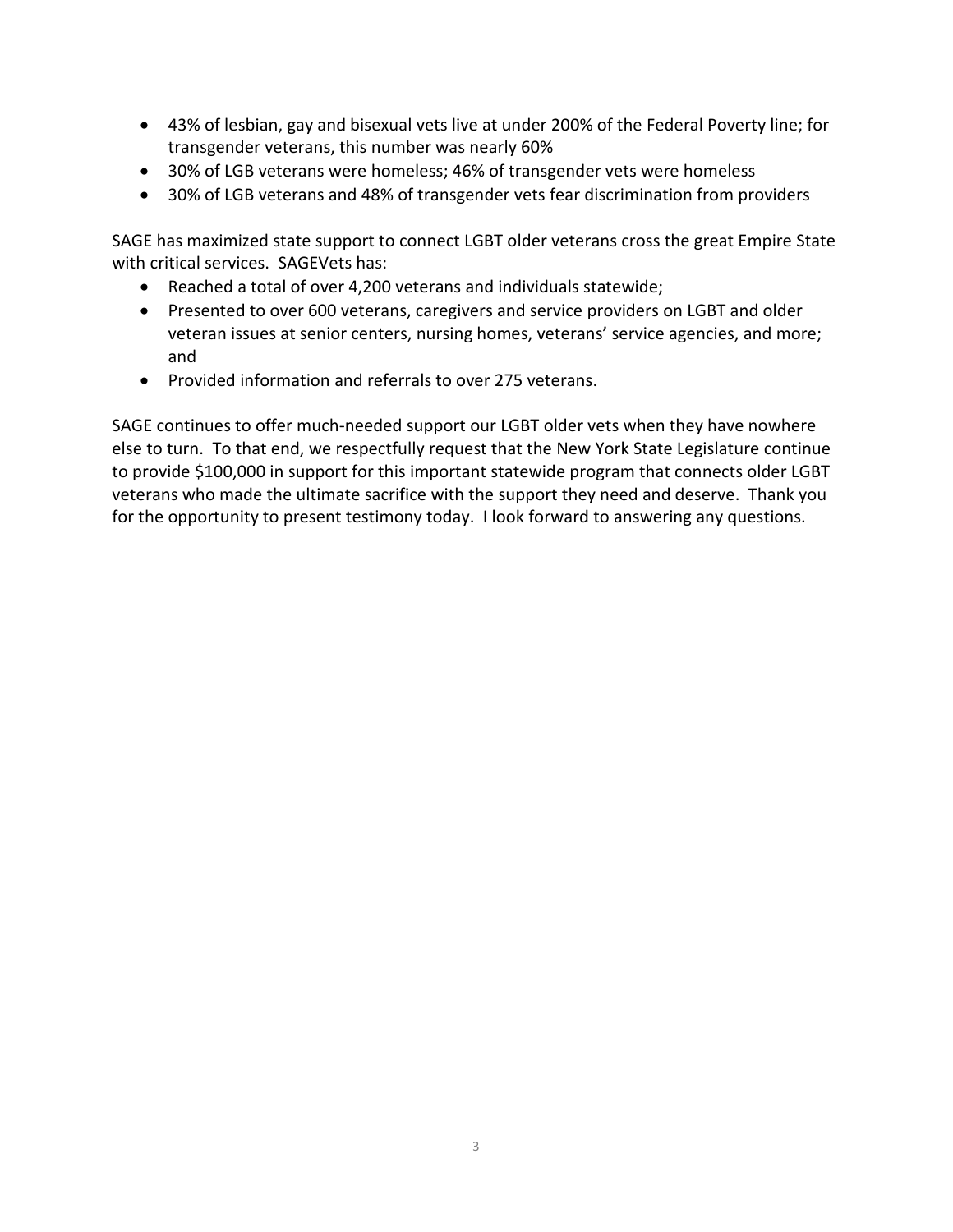- 43% of lesbian, gay and bisexual vets live at under 200% of the Federal Poverty line; for transgender veterans, this number was nearly 60%
- 30% of LGB veterans were homeless; 46% of transgender vets were homeless
- 30% of LGB veterans and 48% of transgender vets fear discrimination from providers

SAGE has maximized state support to connect LGBT older veterans cross the great Empire State with critical services. SAGEVets has:

- Reached a total of over 4,200 veterans and individuals statewide;
- Presented to over 600 veterans, caregivers and service providers on LGBT and older veteran issues at senior centers, nursing homes, veterans' service agencies, and more; and
- Provided information and referrals to over 275 veterans.

SAGE continues to offer much-needed support our LGBT older vets when they have nowhere else to turn. To that end, we respectfully request that the New York State Legislature continue to provide $100,000 in support for this important statewide program that connects older LGBT veterans who made the ultimate sacrifice with the support they need and deserve. Thank you for the opportunity to present testimony today. I look forward to answering any questions.